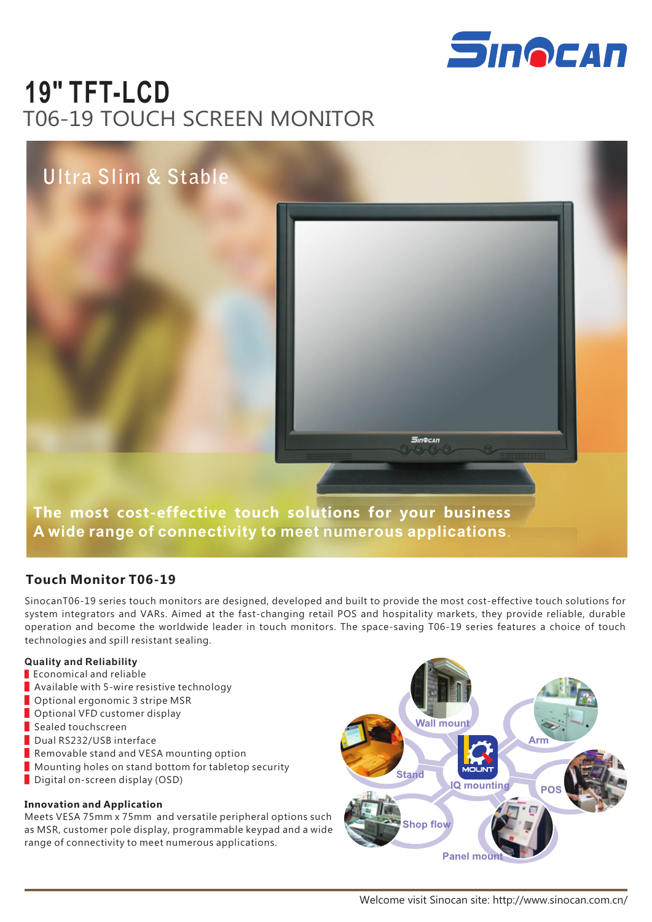# 19" TFT-LCD

## T06-19 TOUCH SCREEN MONITOR

Ultra Slim & Stable

**The most cost-effective touch solutions for your business**
**A wide range of connectivity to meet numerous applications.**

## Touch Monitor T06-19

SinocanT06-19 series touch monitors are designed, developed and built to provide the most cost-effective touch solutions for system integrators and VARs. Aimed at the fast-changing retail POS and hospitality markets, they provide reliable, durable operation and become the worldwide leader in touch monitors. The space-saving T06-19 series features a choice of touch technologies and spill resistant sealing.

### Quality and Reliability

- Economical and reliable
- Available with 5-wire resistive technology
- Optional ergonomic 3 stripe MSR
- Optional VFD customer display
- Sealed touchscreen
- Dual RS232/USB interface
- Removable stand and VESA mounting option
- Mounting holes on stand bottom for tabletop security
- Digital on-screen display (OSD)

### Innovation and Application

Meets VESA 75mm x 75mm and versatile peripheral options such as MSR, customer pole display, programmable keypad and a wide range of connectivity to meet numerous applications.

Wall mount · Arm · Stand · IQ mounting · POS · Shop flow · Panel mount

Welcome visit Sinocan site: http://www.sinocan.com.cn/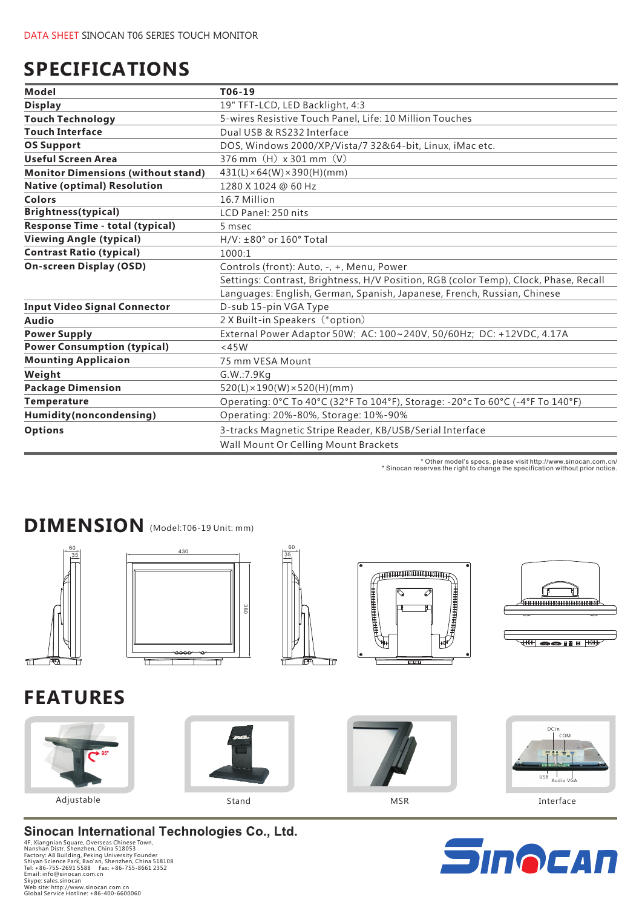DATA SHEET SINOCAN T06 SERIES TOUCH MONITOR

# SPECIFICATIONS

| Model | T06-19 |
|---|---|
| Display | 19" TFT-LCD, LED Backlight, 4:3 |
| Touch Technology | 5-wires Resistive Touch Panel, Life: 10 Million Touches |
| Touch Interface | Dual USB & RS232 Interface |
| OS Support | DOS, Windows 2000/XP/Vista/7 32&64-bit, Linux, iMac etc. |
| Useful Screen Area | 376 mm（H）x 301 mm（V） |
| Monitor Dimensions (without stand) | 431(L)×64(W)×390(H)(mm) |
| Native (optimal) Resolution | 1280 X 1024 @ 60 Hz |
| Colors | 16.7 Million |
| Brightness(typical) | LCD Panel: 250 nits |
| Response Time - total (typical) | 5 msec |
| Viewing Angle (typical) | H/V: ±80° or 160° Total |
| Contrast Ratio (typical) | 1000:1 |
| On-screen Display (OSD) | Controls (front): Auto, -, +, Menu, Power |
| | Settings: Contrast, Brightness, H/V Position, RGB (color Temp), Clock, Phase, Recall |
| | Languages: English, German, Spanish, Japanese, French, Russian, Chinese |
| Input Video Signal Connector | D-sub 15-pin VGA Type |
| Audio | 2 X Built-in Speakers（*option） |
| Power Supply | External Power Adaptor 50W; AC: 100~240V, 50/60Hz; DC: +12VDC, 4.17A |
| Power Consumption (typical) | <45W |
| Mounting Applicaion | 75 mm VESA Mount |
| Weight | G.W.:7.9Kg |
| Package Dimension | 520(L)×190(W)×520(H)(mm) |
| Temperature | Operating: 0°C To 40°C (32°F To 104°F), Storage: -20°c To 60°C (-4°F To 140°F) |
| Humidity(noncondensing) | Operating: 20%-80%, Storage: 10%-90% |
| Options | 3-tracks Magnetic Stripe Reader, KB/USB/Serial Interface |
| | Wall Mount Or Celling Mount Brackets |

* Other model's specs, please visit http://www.sinocan.com.cn/
* Sinocan reserves the right to change the specification without prior notice.

# DIMENSION (Model:T06-19 Unit: mm)

60
35
430
380
60
35

# FEATURES

95°

Adjustable

Stand

MSR

DC in
COM
USB
Audio VGA

Interface

## Sinocan International Technologies Co., Ltd.

4F, Xiangnian Square, Overseas Chinese Town,
Nanshan Distr. Shenzhen, China 518053
Factory: A8 Building, Peking University Founder
Shiyan Science Park, Bao'an, Shenzhen, China 518108
Tel: +86-755-2691 5588 Fax: +86-755-8661 2352
Email: info@sinocan.com.cn
Skype: sales.sinocan
Web site: http://www.sinocan.com.cn
Global Service Hotline: +86-400-6600060

SinoCAN